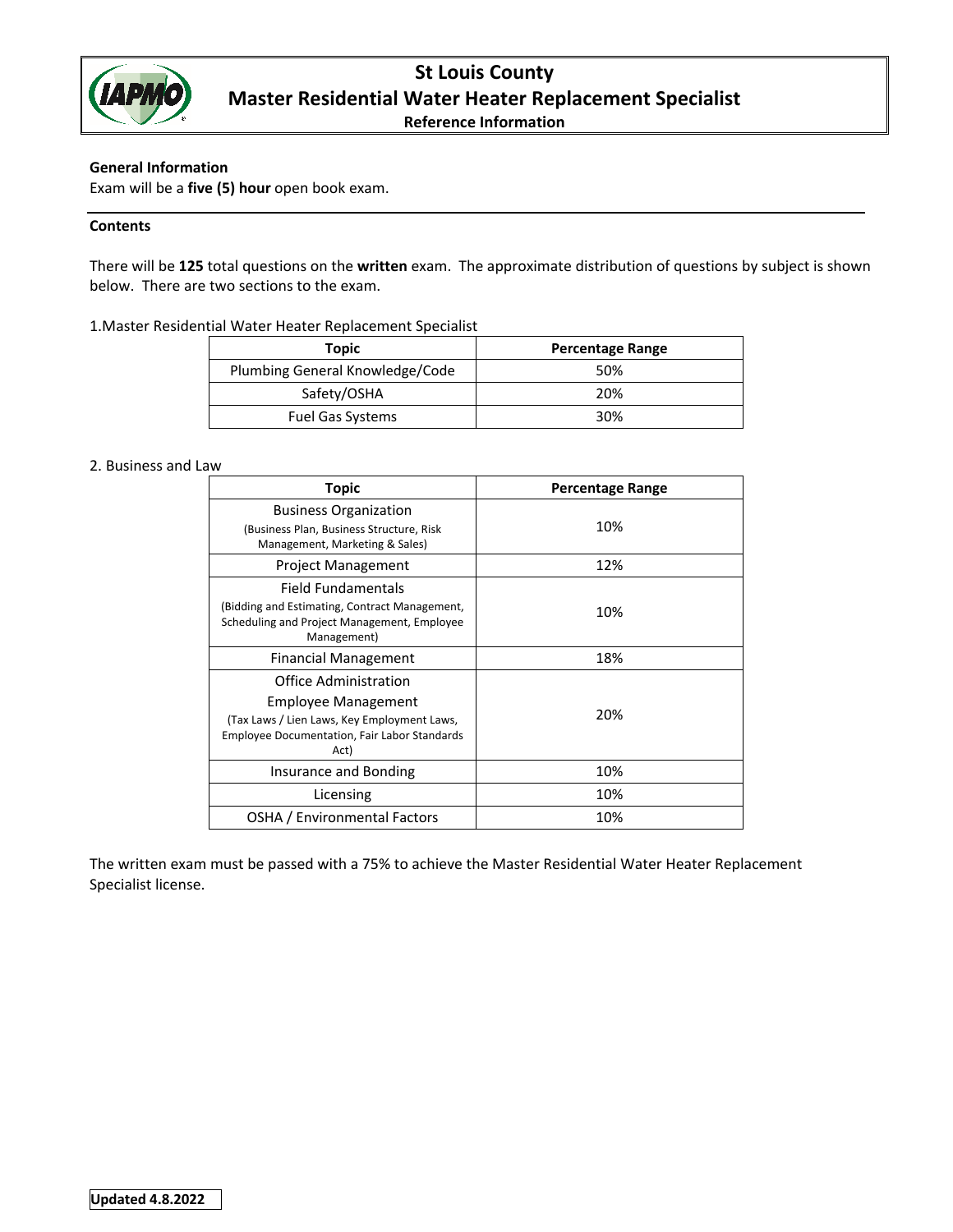# St Louis County

## Master Residential Water Heater Replacement Specialist

### Reference Information

**General Information**

Exam will be a **five (5) hour** open book exam.

---

**Contents**

There will be **125** total questions on the **written** exam. The approximate distribution of questions by subject is shown below. There are two sections to the exam.

1.Master Residential Water Heater Replacement Specialist

| Topic | Percentage Range |
|---|---|
| Plumbing General Knowledge/Code | 50% |
| Safety/OSHA | 20% |
| Fuel Gas Systems | 30% |

2. Business and Law

| Topic | Percentage Range |
|---|---|
| Business Organization (Business Plan, Business Structure, Risk Management, Marketing & Sales) | 10% |
| Project Management | 12% |
| Field Fundamentals (Bidding and Estimating, Contract Management, Scheduling and Project Management, Employee Management) | 10% |
| Financial Management | 18% |
| Office Administration Employee Management (Tax Laws / Lien Laws, Key Employment Laws, Employee Documentation, Fair Labor Standards Act) | 20% |
| Insurance and Bonding | 10% |
| Licensing | 10% |
| OSHA / Environmental Factors | 10% |

The written exam must be passed with a 75% to achieve the Master Residential Water Heater Replacement Specialist license.

**Updated 4.8.2022**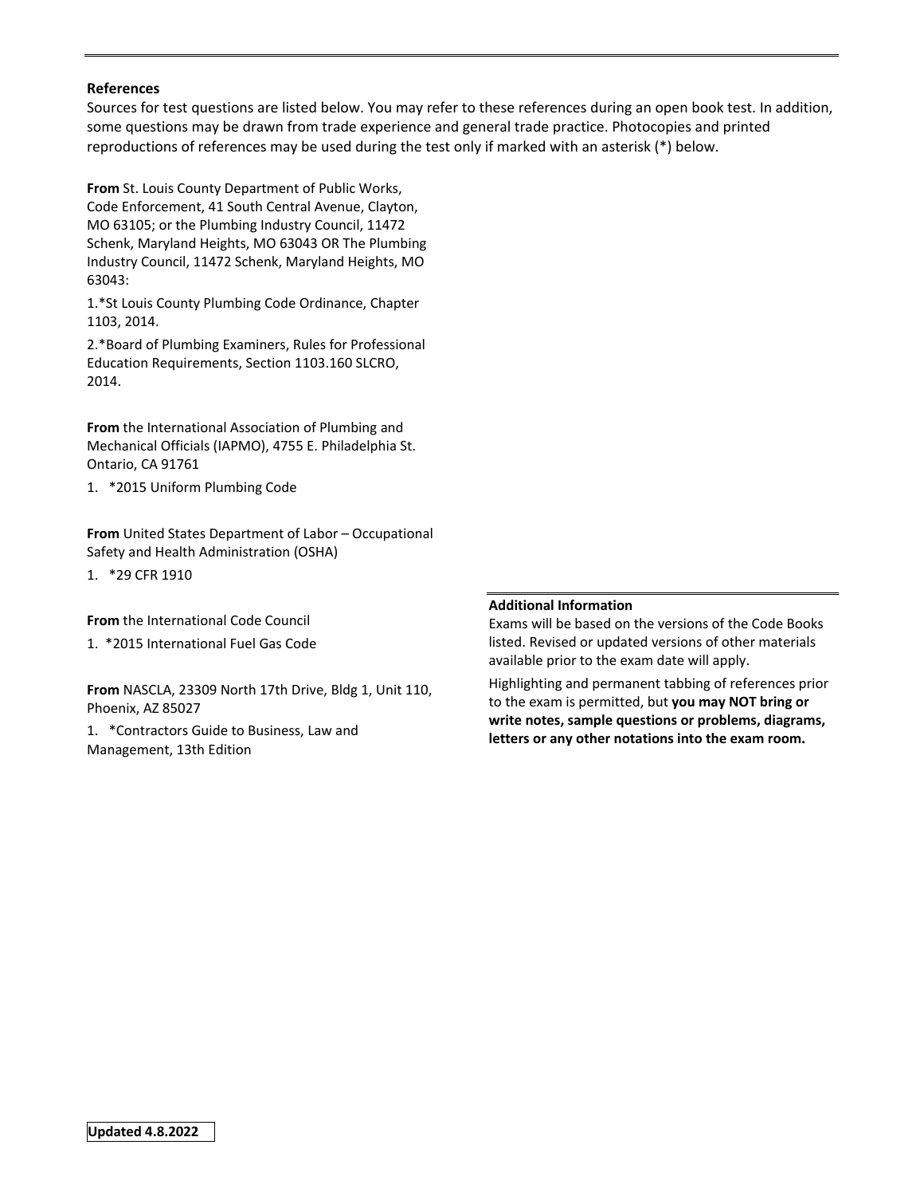**References**

Sources for test questions are listed below. You may refer to these references during an open book test. In addition, some questions may be drawn from trade experience and general trade practice. Photocopies and printed reproductions of references may be used during the test only if marked with an asterisk (*) below.

**From** St. Louis County Department of Public Works, Code Enforcement, 41 South Central Avenue, Clayton, MO 63105; or the Plumbing Industry Council, 11472 Schenk, Maryland Heights, MO 63043 OR The Plumbing Industry Council, 11472 Schenk, Maryland Heights, MO 63043:

1. *St Louis County Plumbing Code Ordinance, Chapter 1103, 2014.
2. *Board of Plumbing Examiners, Rules for Professional Education Requirements, Section 1103.160 SLCRO, 2014.

**From** the International Association of Plumbing and Mechanical Officials (IAPMO), 4755 E. Philadelphia St. Ontario, CA 91761

1. *2015 Uniform Plumbing Code

**From** United States Department of Labor – Occupational Safety and Health Administration (OSHA)

1. *29 CFR 1910

**From** the International Code Council

1. *2015 International Fuel Gas Code

**From** NASCLA, 23309 North 17th Drive, Bldg 1, Unit 110, Phoenix, AZ 85027

1. *Contractors Guide to Business, Law and Management, 13th Edition

**Additional Information**

Exams will be based on the versions of the Code Books listed. Revised or updated versions of other materials available prior to the exam date will apply.

Highlighting and permanent tabbing of references prior to the exam is permitted, but **you may NOT bring or write notes, sample questions or problems, diagrams, letters or any other notations into the exam room.**

**Updated 4.8.2022**